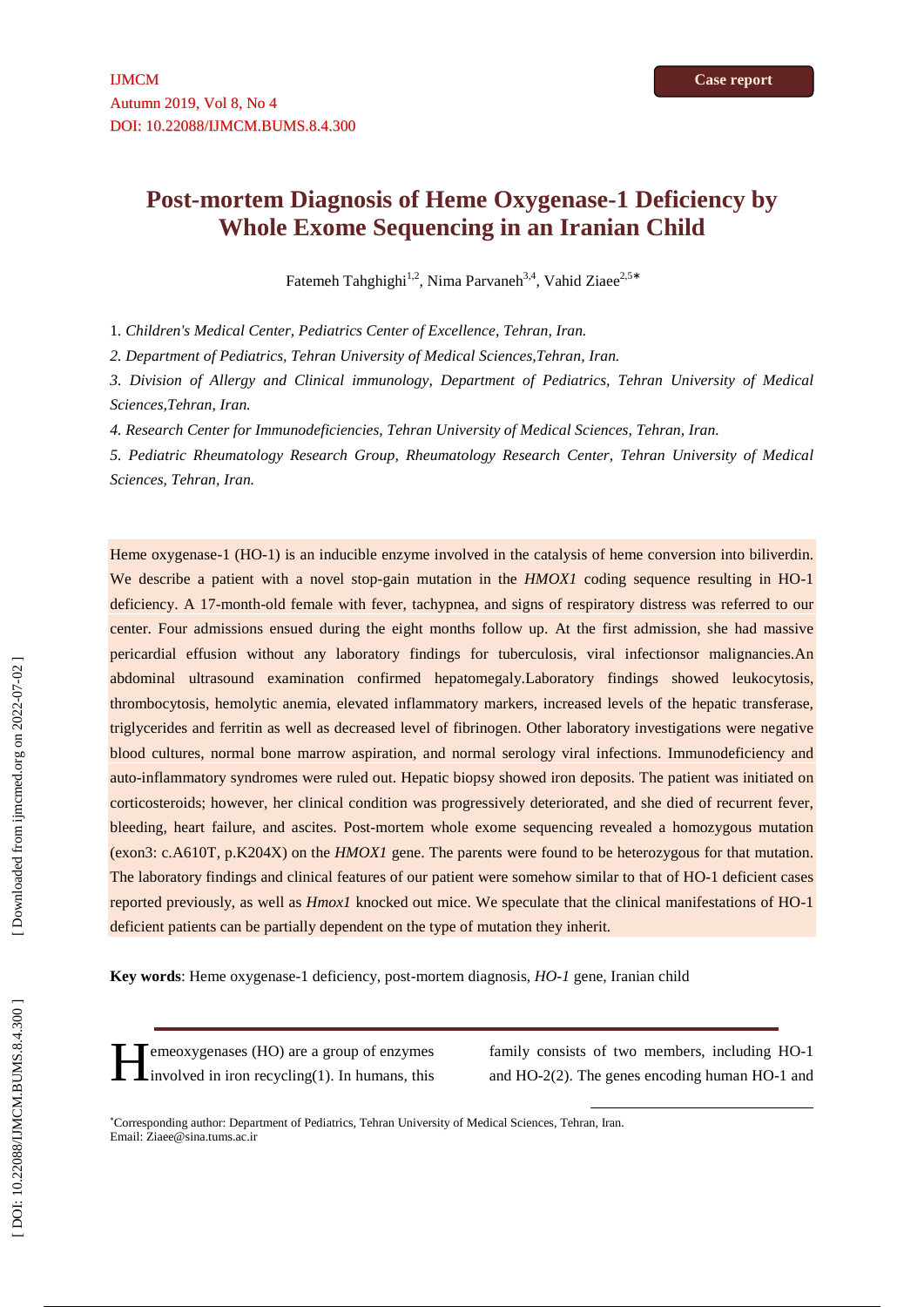IJMCM
Autumn 2019, Vol 8, No 4
DOI: 10.22088/IJMCM.BUMS.8.4.300

**Case report**

# Post-mortem Diagnosis of Heme Oxygenase-1 Deficiency by Whole Exome Sequencing in an Iranian Child

Fatemeh Tahghighi[1,2], Nima Parvaneh[3,4], Vahid Ziaee[2,5]*

1. *Children's Medical Center, Pediatrics Center of Excellence, Tehran, Iran.*
2. *Department of Pediatrics, Tehran University of Medical Sciences,Tehran, Iran.*
3. *Division of Allergy and Clinical immunology, Department of Pediatrics, Tehran University of Medical Sciences,Tehran, Iran.*
4. *Research Center for Immunodeficiencies, Tehran University of Medical Sciences, Tehran, Iran.*
5. *Pediatric Rheumatology Research Group, Rheumatology Research Center, Tehran University of Medical Sciences, Tehran, Iran.*

Heme oxygenase-1 (HO-1) is an inducible enzyme involved in the catalysis of heme conversion into biliverdin. We describe a patient with a novel stop-gain mutation in the *HMOX1* coding sequence resulting in HO-1 deficiency. A 17-month-old female with fever, tachypnea, and signs of respiratory distress was referred to our center. Four admissions ensued during the eight months follow up. At the first admission, she had massive pericardial effusion without any laboratory findings for tuberculosis, viral infectionsor malignancies.An abdominal ultrasound examination confirmed hepatomegaly.Laboratory findings showed leukocytosis, thrombocytosis, hemolytic anemia, elevated inflammatory markers, increased levels of the hepatic transferase, triglycerides and ferritin as well as decreased level of fibrinogen. Other laboratory investigations were negative blood cultures, normal bone marrow aspiration, and normal serology viral infections. Immunodeficiency and auto-inflammatory syndromes were ruled out. Hepatic biopsy showed iron deposits. The patient was initiated on corticosteroids; however, her clinical condition was progressively deteriorated, and she died of recurrent fever, bleeding, heart failure, and ascites. Post-mortem whole exome sequencing revealed a homozygous mutation (exon3: c.A610T, p.K204X) on the *HMOX1* gene. The parents were found to be heterozygous for that mutation. The laboratory findings and clinical features of our patient were somehow similar to that of HO-1 deficient cases reported previously, as well as *Hmox1* knocked out mice. We speculate that the clinical manifestations of HO-1 deficient patients can be partially dependent on the type of mutation they inherit.

**Key words**: Heme oxygenase-1 deficiency, post-mortem diagnosis, *HO-1* gene, Iranian child

Hemeoxygenases (HO) are a group of enzymes involved in iron recycling(1). In humans, this family consists of two members, including HO-1 and HO-2(2). The genes encoding human HO-1 and

*Corresponding author: Department of Pediatrics, Tehran University of Medical Sciences, Tehran, Iran.
Email: Ziaee@sina.tums.ac.ir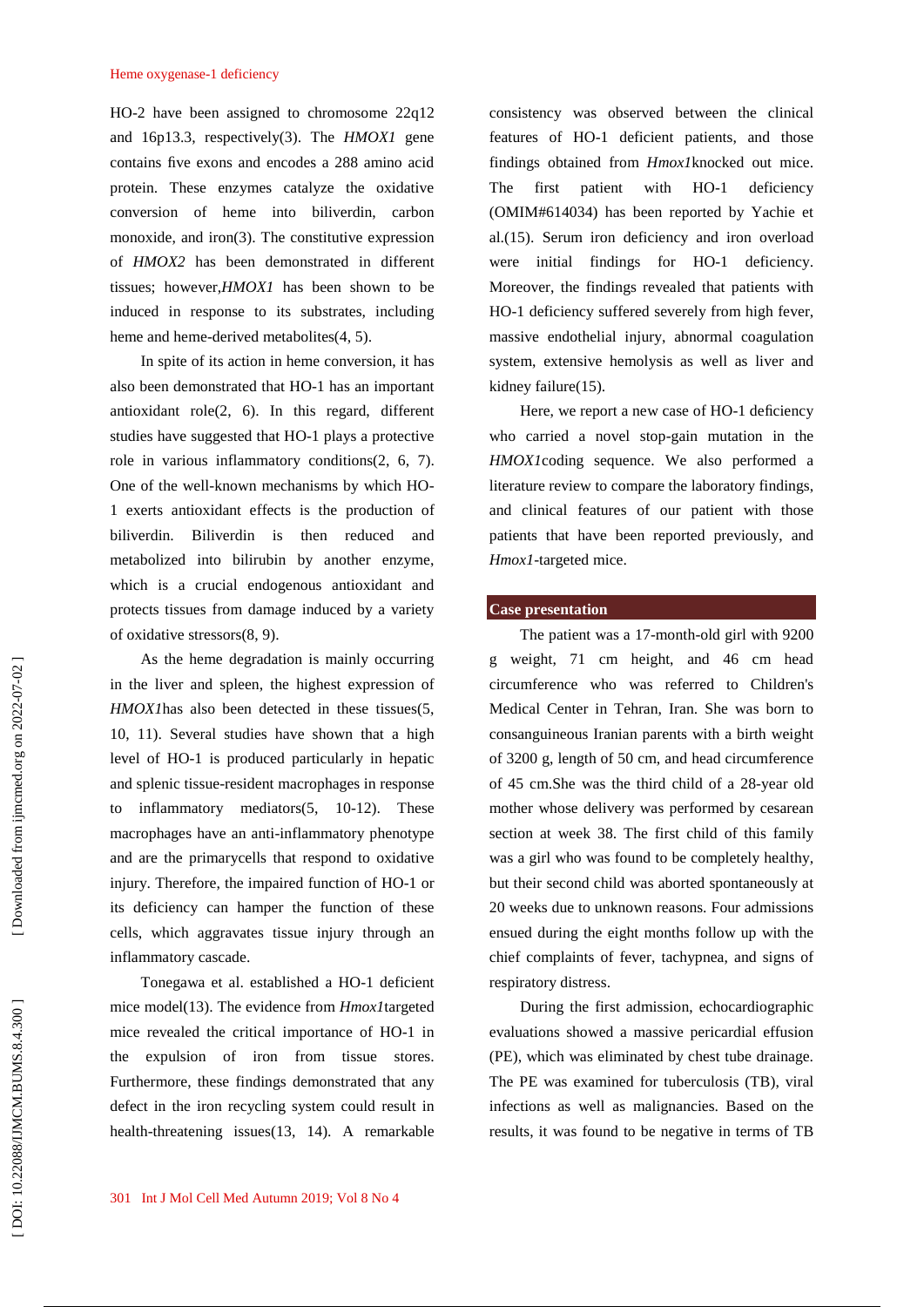HO-2 have been assigned to chromosome 22q12 and 16p13.3, respectively(3). The *HMOX1* gene contains five exons and encodes a 288 amino acid protein. These enzymes catalyze the oxidative conversion of heme into biliverdin, carbon monoxide, and iron(3). The constitutive expression of *HMOX2* has been demonstrated in different tissues; however,*HMOX1* has been shown to be induced in response to its substrates, including heme and heme-derived metabolites(4, 5).

In spite of its action in heme conversion, it has also been demonstrated that HO-1 has an important antioxidant role(2, 6). In this regard, different studies have suggested that HO-1 plays a protective role in various inflammatory conditions(2, 6, 7). One of the well-known mechanisms by which HO-1 exerts antioxidant effects is the production of biliverdin. Biliverdin is then reduced and metabolized into bilirubin by another enzyme, which is a crucial endogenous antioxidant and protects tissues from damage induced by a variety of oxidative stressors(8, 9).

As the heme degradation is mainly occurring in the liver and spleen, the highest expression of *HMOX1*has also been detected in these tissues(5, 10, 11). Several studies have shown that a high level of HO-1 is produced particularly in hepatic and splenic tissue-resident macrophages in response to inflammatory mediators(5, 10-12). These macrophages have an anti-inflammatory phenotype and are the primarycells that respond to oxidative injury. Therefore, the impaired function of HO-1 or its deficiency can hamper the function of these cells, which aggravates tissue injury through an inflammatory cascade.

Tonegawa et al. established a HO-1 deficient mice model(13). The evidence from *Hmox1*targeted mice revealed the critical importance of HO-1 in the expulsion of iron from tissue stores. Furthermore, these findings demonstrated that any defect in the iron recycling system could result in health-threatening issues(13, 14). A remarkable consistency was observed between the clinical features of HO-1 deficient patients, and those findings obtained from *Hmox1*knocked out mice. The first patient with HO-1 deficiency (OMIM#614034) has been reported by Yachie et al.(15). Serum iron deficiency and iron overload were initial findings for HO-1 deficiency. Moreover, the findings revealed that patients with HO-1 deficiency suffered severely from high fever, massive endothelial injury, abnormal coagulation system, extensive hemolysis as well as liver and kidney failure(15).

Here, we report a new case of HO-1 deficiency who carried a novel stop-gain mutation in the *HMOX1*coding sequence. We also performed a literature review to compare the laboratory findings, and clinical features of our patient with those patients that have been reported previously, and *Hmox1*-targeted mice.

## Case presentation

The patient was a 17-month-old girl with 9200 g weight, 71 cm height, and 46 cm head circumference who was referred to Children's Medical Center in Tehran, Iran. She was born to consanguineous Iranian parents with a birth weight of 3200 g, length of 50 cm, and head circumference of 45 cm.She was the third child of a 28-year old mother whose delivery was performed by cesarean section at week 38. The first child of this family was a girl who was found to be completely healthy, but their second child was aborted spontaneously at 20 weeks due to unknown reasons. Four admissions ensued during the eight months follow up with the chief complaints of fever, tachypnea, and signs of respiratory distress.

During the first admission, echocardiographic evaluations showed a massive pericardial effusion (PE), which was eliminated by chest tube drainage. The PE was examined for tuberculosis (TB), viral infections as well as malignancies. Based on the results, it was found to be negative in terms of TB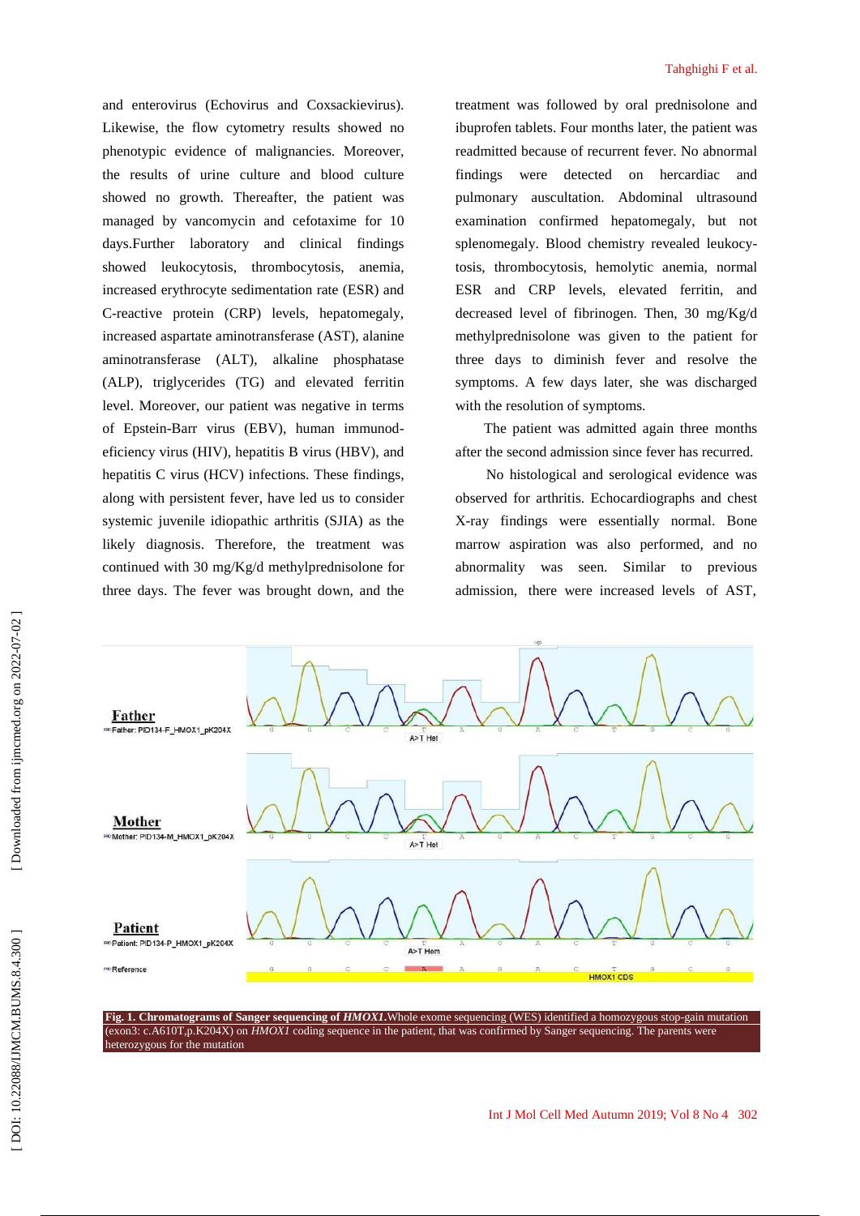and enterovirus (Echovirus and Coxsackievirus). Likewise, the flow cytometry results showed no phenotypic evidence of malignancies. Moreover, the results of urine culture and blood culture showed no growth. Thereafter, the patient was managed by vancomycin and cefotaxime for 10 days.Further laboratory and clinical findings showed leukocytosis, thrombocytosis, anemia, increased erythrocyte sedimentation rate (ESR) and C-reactive protein (CRP) levels, hepatomegaly, increased aspartate aminotransferase (AST), alanine aminotransferase (ALT), alkaline phosphatase (ALP), triglycerides (TG) and elevated ferritin level. Moreover, our patient was negative in terms of Epstein-Barr virus (EBV), human immunodeficiency virus (HIV), hepatitis B virus (HBV), and hepatitis C virus (HCV) infections. These findings, along with persistent fever, have led us to consider systemic juvenile idiopathic arthritis (SJIA) as the likely diagnosis. Therefore, the treatment was continued with 30 mg/Kg/d methylprednisolone for three days. The fever was brought down, and the treatment was followed by oral prednisolone and ibuprofen tablets. Four months later, the patient was readmitted because of recurrent fever. No abnormal findings were detected on hercardiac and pulmonary auscultation. Abdominal ultrasound examination confirmed hepatomegaly, but not splenomegaly. Blood chemistry revealed leukocytosis, thrombocytosis, hemolytic anemia, normal ESR and CRP levels, elevated ferritin, and decreased level of fibrinogen. Then, 30 mg/Kg/d methylprednisolone was given to the patient for three days to diminish fever and resolve the symptoms. A few days later, she was discharged with the resolution of symptoms.

The patient was admitted again three months after the second admission since fever has recurred.

No histological and serological evidence was observed for arthritis. Echocardiographs and chest X-ray findings were essentially normal. Bone marrow aspiration was also performed, and no abnormality was seen. Similar to previous admission, there were increased levels of AST,

Father
Father: PID134-F_HMOX1_pK204X
A>T Het

Mother
Mother: PID134-M_HMOX1_pK204X
A>T Het

Patient
Patient: PID134-P_HMOX1_pK204X
A>T Hom

Reference
HMOX1 CDS

**Fig. 1. Chromatograms of Sanger sequencing of *HMOX1*.**Whole exome sequencing (WES) identified a homozygous stop-gain mutation (exon3: c.A610T,p.K204X) on *HMOX1* coding sequence in the patient, that was confirmed by Sanger sequencing. The parents were heterozygous for the mutation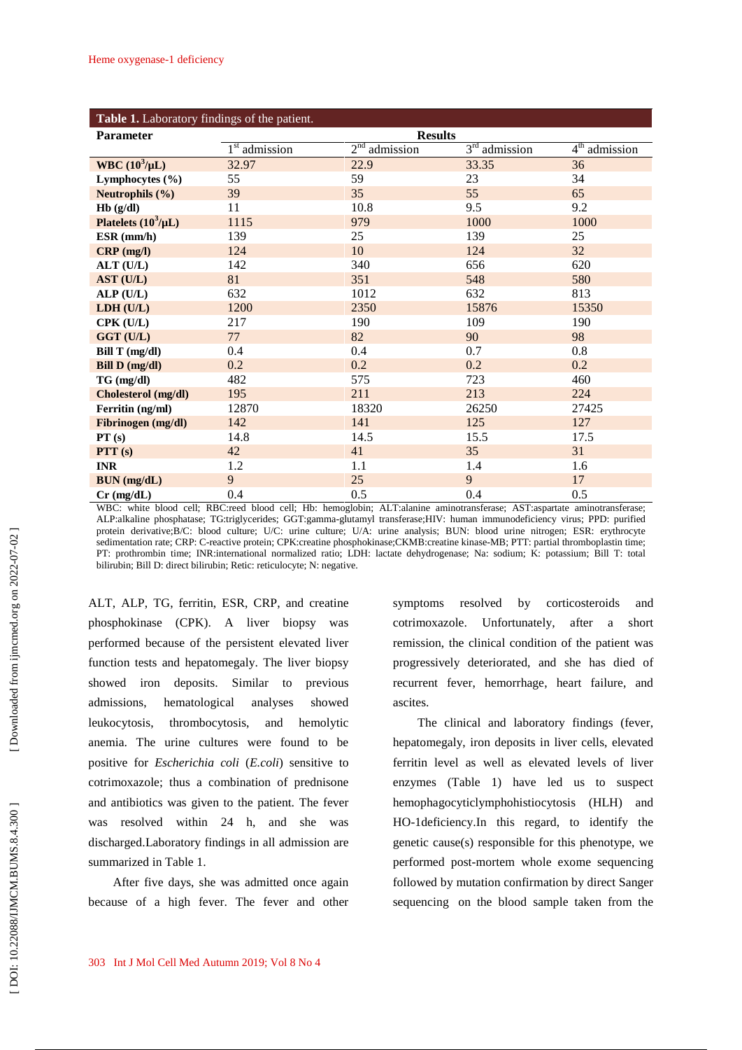**Table 1.** Laboratory findings of the patient.

| Parameter | Results | | | |
|---|---|---|---|---|
| | 1st admission | 2nd admission | 3rd admission | 4th admission |
| WBC ($10^3$/μL) | 32.97 | 22.9 | 33.35 | 36 |
| Lymphocytes (%) | 55 | 59 | 23 | 34 |
| Neutrophils (%) | 39 | 35 | 55 | 65 |
| Hb (g/dl) | 11 | 10.8 | 9.5 | 9.2 |
| Platelets ($10^3$/μL) | 1115 | 979 | 1000 | 1000 |
| ESR (mm/h) | 139 | 25 | 139 | 25 |
| CRP (mg/l) | 124 | 10 | 124 | 32 |
| ALT (U/L) | 142 | 340 | 656 | 620 |
| AST (U/L) | 81 | 351 | 548 | 580 |
| ALP (U/L) | 632 | 1012 | 632 | 813 |
| LDH (U/L) | 1200 | 2350 | 15876 | 15350 |
| CPK (U/L) | 217 | 190 | 109 | 190 |
| GGT (U/L) | 77 | 82 | 90 | 98 |
| Bill T (mg/dl) | 0.4 | 0.4 | 0.7 | 0.8 |
| Bill D (mg/dl) | 0.2 | 0.2 | 0.2 | 0.2 |
| TG (mg/dl) | 482 | 575 | 723 | 460 |
| Cholesterol (mg/dl) | 195 | 211 | 213 | 224 |
| Ferritin (ng/ml) | 12870 | 18320 | 26250 | 27425 |
| Fibrinogen (mg/dl) | 142 | 141 | 125 | 127 |
| PT (s) | 14.8 | 14.5 | 15.5 | 17.5 |
| PTT (s) | 42 | 41 | 35 | 31 |
| INR | 1.2 | 1.1 | 1.4 | 1.6 |
| BUN (mg/dL) | 9 | 25 | 9 | 17 |
| Cr (mg/dL) | 0.4 | 0.5 | 0.4 | 0.5 |

WBC: white blood cell; RBC:reed blood cell; Hb: hemoglobin; ALT:alanine aminotransferase; AST:aspartate aminotransferase; ALP:alkaline phosphatase; TG:triglycerides; GGT:gamma-glutamyl transferase;HIV: human immunodeficiency virus; PPD: purified protein derivative;B/C: blood culture; U/C: urine culture; U/A: urine analysis; BUN: blood urine nitrogen; ESR: erythrocyte sedimentation rate; CRP: C-reactive protein; CPK:creatine phosphokinase;CKMB:creatine kinase-MB; PTT: partial thromboplastin time; PT: prothrombin time; INR:international normalized ratio; LDH: lactate dehydrogenase; Na: sodium; K: potassium; Bill T: total bilirubin; Bill D: direct bilirubin; Retic: reticulocyte; N: negative.

ALT, ALP, TG, ferritin, ESR, CRP, and creatine phosphokinase (CPK). A liver biopsy was performed because of the persistent elevated liver function tests and hepatomegaly. The liver biopsy showed iron deposits. Similar to previous admissions, hematological analyses showed leukocytosis, thrombocytosis, and hemolytic anemia. The urine cultures were found to be positive for *Escherichia coli* (*E.coli*) sensitive to cotrimoxazole; thus a combination of prednisone and antibiotics was given to the patient. The fever was resolved within 24 h, and she was discharged.Laboratory findings in all admission are summarized in Table 1.

After five days, she was admitted once again because of a high fever. The fever and other symptoms resolved by corticosteroids and cotrimoxazole. Unfortunately, after a short remission, the clinical condition of the patient was progressively deteriorated, and she has died of recurrent fever, hemorrhage, heart failure, and ascites.

The clinical and laboratory findings (fever, hepatomegaly, iron deposits in liver cells, elevated ferritin level as well as elevated levels of liver enzymes (Table 1) have led us to suspect hemophagocyticlymphohistiocytosis (HLH) and HO-1deficiency.In this regard, to identify the genetic cause(s) responsible for this phenotype, we performed post-mortem whole exome sequencing followed by mutation confirmation by direct Sanger sequencing on the blood sample taken from the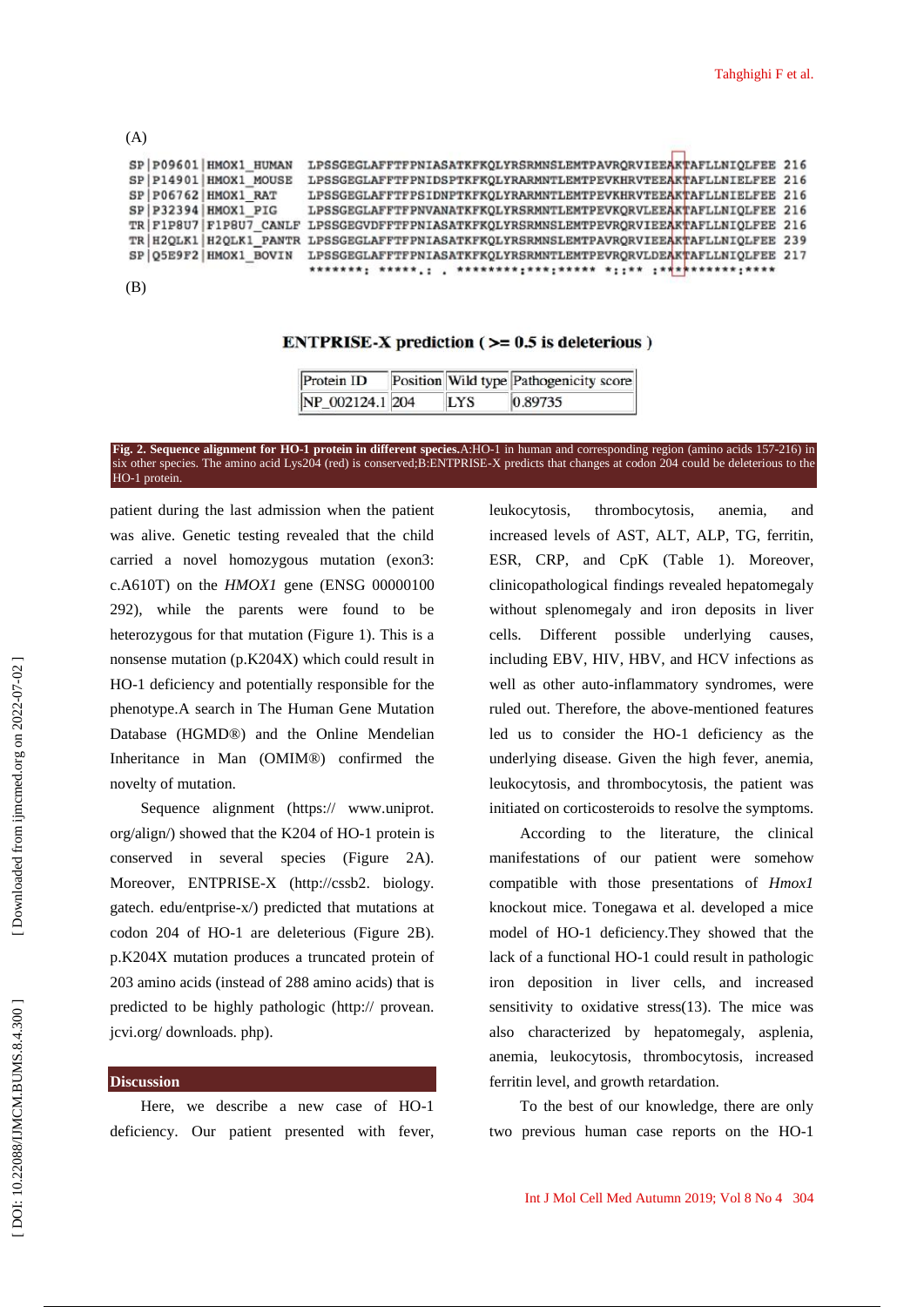(A)

```
SP|P09601|HMOX1_HUMAN  LPSSGEGLAFFTFPNIASATKFKQLYRSRMNSLEMTPAVRQRVIEEAKTAFLLNIQLFEE 216
SP|P14901|HMOX1_MOUSE  LPSSGEGLAFFTFPNIDSPTKFKQLYRARMNTLEMTPEVKHRVTEEAKTAFLLNIELFEE 216
SP|P06762|HMOX1_RAT    LPSSGEGLAFFTFPSIDNPTKFKQLYRARMNTLEMTPEVKHRVTEEAKTAFLLNIELFEE 216
SP|P32394|HMOX1_PIG    LPSSGEGLAFFTFPNVANATKFKQLYRSRMNSLEMTPEVKQRVLEEAKTAFLLNIQLFEE 216
TR|F1P8U7|F1P8U7_CANLF LPSSGEGVDFFTFPNIASATKFKQLYRSRMNSLEMTPEVRQRVIEEAKTAFLLNIQLFEE 216
TR|H2QLK1|H2QLK1_PANTR LPSSGEGLAFFTFPNIASATKFKQLYRSRMNSLEMTPAVRQRVIEEAKTAFLLNIQLFEE 239
SP|Q5E9F2|HMOX1_BOVIN  LPSSGEGLAFFTFPNIASATKFKQLYRSRMNSLEMTPEVRQRVLDEAKTAFLLNIQLFEE 217
                       *******: *****.: . ********:***:***** *:;** :**********:****
```

(B)

**ENTPRISE-X prediction ( >= 0.5 is deleterious )**

| Protein ID | Position | Wild type | Pathogenicity score |
|---|---|---|---|
| NP_002124.1 | 204 | LYS | 0.89735 |

**Fig. 2. Sequence alignment for HO-1 protein in different species.** A:HO-1 in human and corresponding region (amino acids 157-216) in six other species. The amino acid Lys204 (red) is conserved;B:ENTPRISE-X predicts that changes at codon 204 could be deleterious to the HO-1 protein.

patient during the last admission when the patient was alive. Genetic testing revealed that the child carried a novel homozygous mutation (exon3: c.A610T) on the *HMOX1* gene (ENSG 00000100 292), while the parents were found to be heterozygous for that mutation (Figure 1). This is a nonsense mutation (p.K204X) which could result in HO-1 deficiency and potentially responsible for the phenotype.A search in The Human Gene Mutation Database (HGMD®) and the Online Mendelian Inheritance in Man (OMIM®) confirmed the novelty of mutation.

Sequence alignment (https:// www.uniprot. org/align/) showed that the K204 of HO-1 protein is conserved in several species (Figure 2A). Moreover, ENTPRISE-X (http://cssb2. biology. gatech. edu/entprise-x/) predicted that mutations at codon 204 of HO-1 are deleterious (Figure 2B). p.K204X mutation produces a truncated protein of 203 amino acids (instead of 288 amino acids) that is predicted to be highly pathologic (http:// provean. jcvi.org/ downloads. php).

## Discussion

Here, we describe a new case of HO-1 deficiency. Our patient presented with fever, leukocytosis, thrombocytosis, anemia, and increased levels of AST, ALT, ALP, TG, ferritin, ESR, CRP, and CpK (Table 1). Moreover, clinicopathological findings revealed hepatomegaly without splenomegaly and iron deposits in liver cells. Different possible underlying causes, including EBV, HIV, HBV, and HCV infections as well as other auto-inflammatory syndromes, were ruled out. Therefore, the above-mentioned features led us to consider the HO-1 deficiency as the underlying disease. Given the high fever, anemia, leukocytosis, and thrombocytosis, the patient was initiated on corticosteroids to resolve the symptoms.

According to the literature, the clinical manifestations of our patient were somehow compatible with those presentations of *Hmox1* knockout mice. Tonegawa et al. developed a mice model of HO-1 deficiency.They showed that the lack of a functional HO-1 could result in pathologic iron deposition in liver cells, and increased sensitivity to oxidative stress(13). The mice was also characterized by hepatomegaly, asplenia, anemia, leukocytosis, thrombocytosis, increased ferritin level, and growth retardation.

To the best of our knowledge, there are only two previous human case reports on the HO-1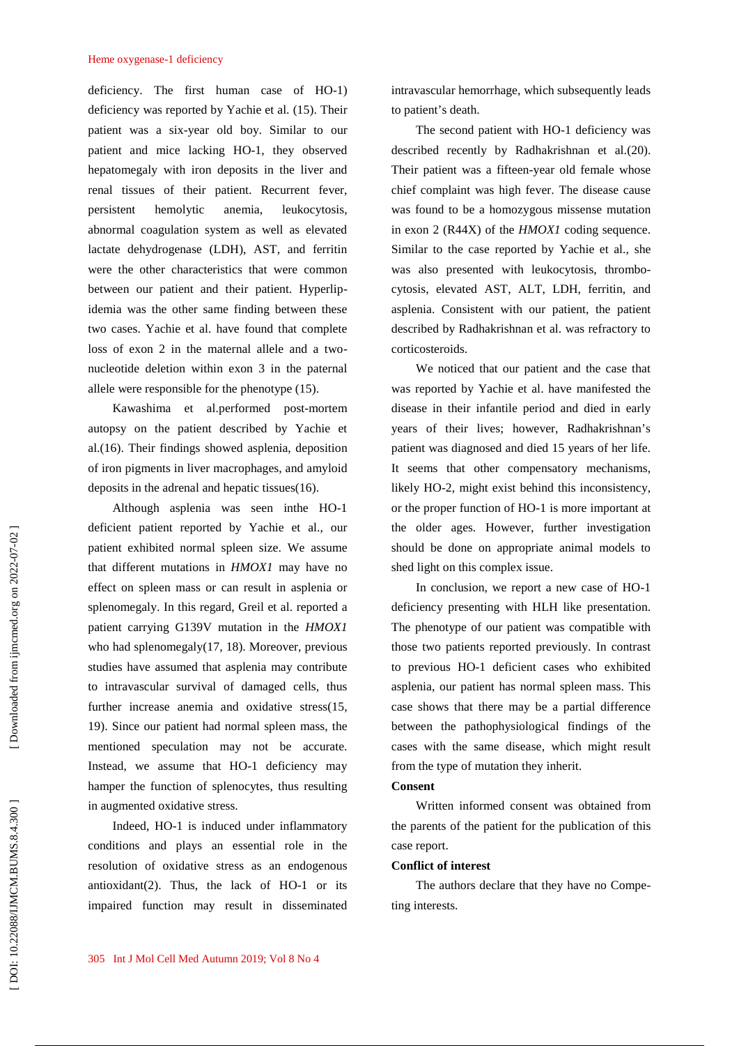deficiency. The first human case of HO-1) deficiency was reported by Yachie et al. (15). Their patient was a six-year old boy. Similar to our patient and mice lacking HO-1, they observed hepatomegaly with iron deposits in the liver and renal tissues of their patient. Recurrent fever, persistent hemolytic anemia, leukocytosis, abnormal coagulation system as well as elevated lactate dehydrogenase (LDH), AST, and ferritin were the other characteristics that were common between our patient and their patient. Hyperlipidemia was the other same finding between these two cases. Yachie et al. have found that complete loss of exon 2 in the maternal allele and a two-nucleotide deletion within exon 3 in the paternal allele were responsible for the phenotype (15).

Kawashima et al.performed post-mortem autopsy on the patient described by Yachie et al.(16). Their findings showed asplenia, deposition of iron pigments in liver macrophages, and amyloid deposits in the adrenal and hepatic tissues(16).

Although asplenia was seen inthe HO-1 deficient patient reported by Yachie et al., our patient exhibited normal spleen size. We assume that different mutations in *HMOX1* may have no effect on spleen mass or can result in asplenia or splenomegaly. In this regard, Greil et al. reported a patient carrying G139V mutation in the *HMOX1* who had splenomegaly(17, 18). Moreover, previous studies have assumed that asplenia may contribute to intravascular survival of damaged cells, thus further increase anemia and oxidative stress(15, 19). Since our patient had normal spleen mass, the mentioned speculation may not be accurate. Instead, we assume that HO-1 deficiency may hamper the function of splenocytes, thus resulting in augmented oxidative stress.

Indeed, HO-1 is induced under inflammatory conditions and plays an essential role in the resolution of oxidative stress as an endogenous antioxidant(2). Thus, the lack of HO-1 or its impaired function may result in disseminated intravascular hemorrhage, which subsequently leads to patient's death.

The second patient with HO-1 deficiency was described recently by Radhakrishnan et al.(20). Their patient was a fifteen-year old female whose chief complaint was high fever. The disease cause was found to be a homozygous missense mutation in exon 2 (R44X) of the *HMOX1* coding sequence. Similar to the case reported by Yachie et al., she was also presented with leukocytosis, thrombocytosis, elevated AST, ALT, LDH, ferritin, and asplenia. Consistent with our patient, the patient described by Radhakrishnan et al. was refractory to corticosteroids.

We noticed that our patient and the case that was reported by Yachie et al. have manifested the disease in their infantile period and died in early years of their lives; however, Radhakrishnan's patient was diagnosed and died 15 years of her life. It seems that other compensatory mechanisms, likely HO-2, might exist behind this inconsistency, or the proper function of HO-1 is more important at the older ages. However, further investigation should be done on appropriate animal models to shed light on this complex issue.

In conclusion, we report a new case of HO-1 deficiency presenting with HLH like presentation. The phenotype of our patient was compatible with those two patients reported previously. In contrast to previous HO-1 deficient cases who exhibited asplenia, our patient has normal spleen mass. This case shows that there may be a partial difference between the pathophysiological findings of the cases with the same disease, which might result from the type of mutation they inherit.

**Consent**

Written informed consent was obtained from the parents of the patient for the publication of this case report.

**Conflict of interest**

The authors declare that they have no Competing interests.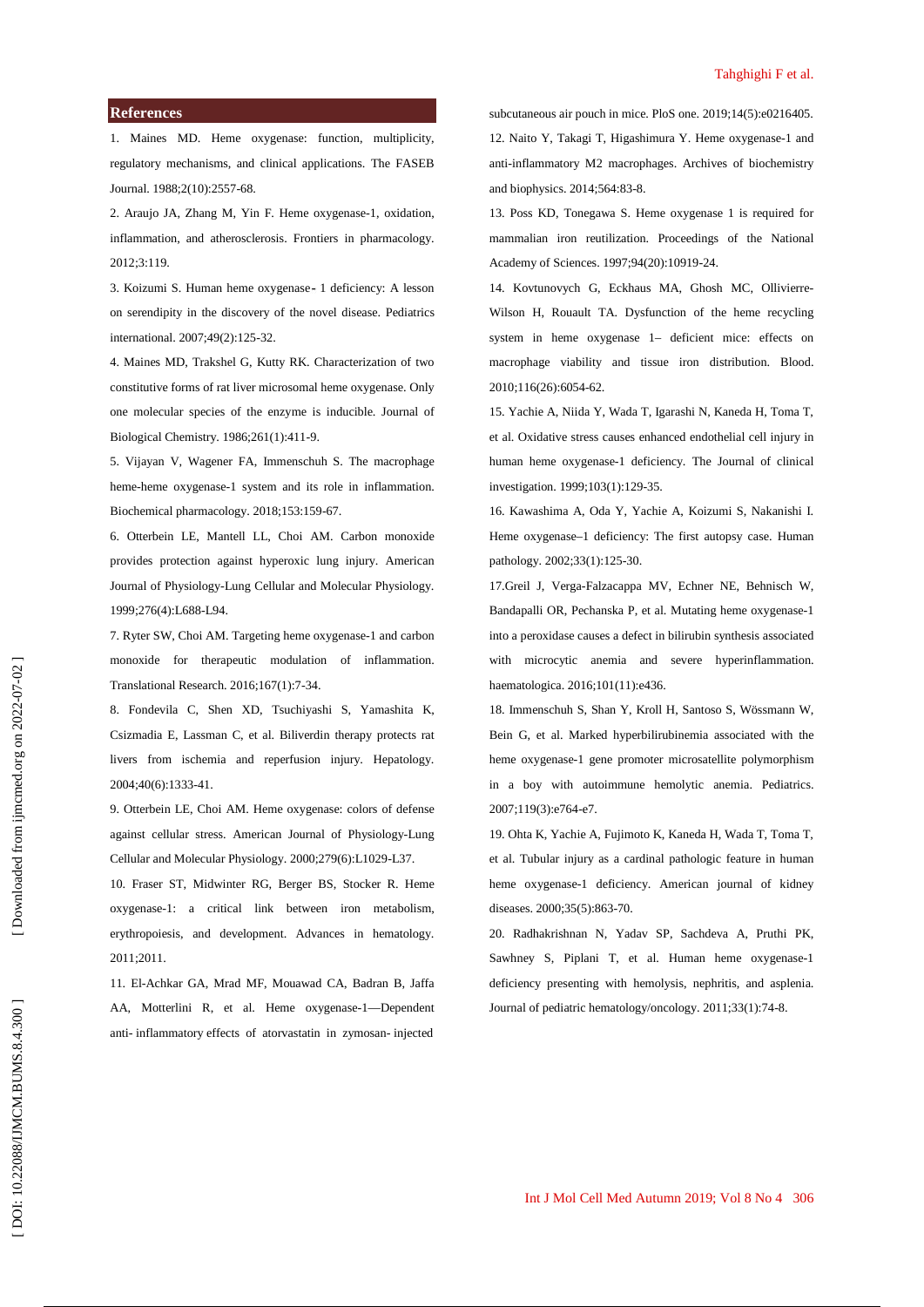## References

1. Maines MD. Heme oxygenase: function, multiplicity, regulatory mechanisms, and clinical applications. The FASEB Journal. 1988;2(10):2557-68.

2. Araujo JA, Zhang M, Yin F. Heme oxygenase-1, oxidation, inflammation, and atherosclerosis. Frontiers in pharmacology. 2012;3:119.

3. Koizumi S. Human heme oxygenase‐1 deficiency: A lesson on serendipity in the discovery of the novel disease. Pediatrics international. 2007;49(2):125-32.

4. Maines MD, Trakshel G, Kutty RK. Characterization of two constitutive forms of rat liver microsomal heme oxygenase. Only one molecular species of the enzyme is inducible. Journal of Biological Chemistry. 1986;261(1):411-9.

5. Vijayan V, Wagener FA, Immenschuh S. The macrophage heme-heme oxygenase-1 system and its role in inflammation. Biochemical pharmacology. 2018;153:159-67.

6. Otterbein LE, Mantell LL, Choi AM. Carbon monoxide provides protection against hyperoxic lung injury. American Journal of Physiology-Lung Cellular and Molecular Physiology. 1999;276(4):L688-L94.

7. Ryter SW, Choi AM. Targeting heme oxygenase-1 and carbon monoxide for therapeutic modulation of inflammation. Translational Research. 2016;167(1):7-34.

8. Fondevila C, Shen XD, Tsuchiyashi S, Yamashita K, Csizmadia E, Lassman C, et al. Biliverdin therapy protects rat livers from ischemia and reperfusion injury. Hepatology. 2004;40(6):1333-41.

9. Otterbein LE, Choi AM. Heme oxygenase: colors of defense against cellular stress. American Journal of Physiology-Lung Cellular and Molecular Physiology. 2000;279(6):L1029-L37.

10. Fraser ST, Midwinter RG, Berger BS, Stocker R. Heme oxygenase-1: a critical link between iron metabolism, erythropoiesis, and development. Advances in hematology. 2011;2011.

11. El-Achkar GA, Mrad MF, Mouawad CA, Badran B, Jaffa AA, Motterlini R, et al. Heme oxygenase-1—Dependent anti- inflammatory effects of atorvastatin in zymosan- injected subcutaneous air pouch in mice. PloS one. 2019;14(5):e0216405.

12. Naito Y, Takagi T, Higashimura Y. Heme oxygenase-1 and anti-inflammatory M2 macrophages. Archives of biochemistry and biophysics. 2014;564:83-8.

13. Poss KD, Tonegawa S. Heme oxygenase 1 is required for mammalian iron reutilization. Proceedings of the National Academy of Sciences. 1997;94(20):10919-24.

14. Kovtunovych G, Eckhaus MA, Ghosh MC, Ollivierre-Wilson H, Rouault TA. Dysfunction of the heme recycling system in heme oxygenase 1– deficient mice: effects on macrophage viability and tissue iron distribution. Blood. 2010;116(26):6054-62.

15. Yachie A, Niida Y, Wada T, Igarashi N, Kaneda H, Toma T, et al. Oxidative stress causes enhanced endothelial cell injury in human heme oxygenase-1 deficiency. The Journal of clinical investigation. 1999;103(1):129-35.

16. Kawashima A, Oda Y, Yachie A, Koizumi S, Nakanishi I. Heme oxygenase–1 deficiency: The first autopsy case. Human pathology. 2002;33(1):125-30.

17. Greil J, Verga-Falzacappa MV, Echner NE, Behnisch W, Bandapalli OR, Pechanska P, et al. Mutating heme oxygenase-1 into a peroxidase causes a defect in bilirubin synthesis associated with microcytic anemia and severe hyperinflammation. haematologica. 2016;101(11):e436.

18. Immenschuh S, Shan Y, Kroll H, Santoso S, Wössmann W, Bein G, et al. Marked hyperbilirubinemia associated with the heme oxygenase-1 gene promoter microsatellite polymorphism in a boy with autoimmune hemolytic anemia. Pediatrics. 2007;119(3):e764-e7.

19. Ohta K, Yachie A, Fujimoto K, Kaneda H, Wada T, Toma T, et al. Tubular injury as a cardinal pathologic feature in human heme oxygenase-1 deficiency. American journal of kidney diseases. 2000;35(5):863-70.

20. Radhakrishnan N, Yadav SP, Sachdeva A, Pruthi PK, Sawhney S, Piplani T, et al. Human heme oxygenase-1 deficiency presenting with hemolysis, nephritis, and asplenia. Journal of pediatric hematology/oncology. 2011;33(1):74-8.